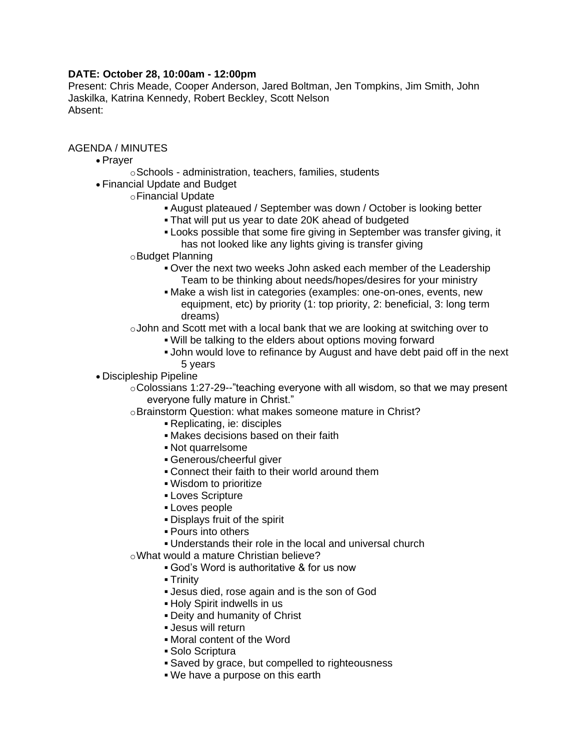**DATE: October 28, 10:00am - 12:00pm**
Present: Chris Meade, Cooper Anderson, Jared Boltman, Jen Tompkins, Jim Smith, John Jaskilka, Katrina Kennedy, Robert Beckley, Scott Nelson
Absent:

AGENDA / MINUTES

- Prayer
  - Schools - administration, teachers, families, students
- Financial Update and Budget
  - Financial Update
    - August plateaued / September was down / October is looking better
    - That will put us year to date 20K ahead of budgeted
    - Looks possible that some fire giving in September was transfer giving, it has not looked like any lights giving is transfer giving
  - Budget Planning
    - Over the next two weeks John asked each member of the Leadership Team to be thinking about needs/hopes/desires for your ministry
    - Make a wish list in categories (examples: one-on-ones, events, new equipment, etc) by priority (1: top priority, 2: beneficial, 3: long term dreams)
  - John and Scott met with a local bank that we are looking at switching over to
    - Will be talking to the elders about options moving forward
    - John would love to refinance by August and have debt paid off in the next 5 years
- Discipleship Pipeline
  - Colossians 1:27-29--"teaching everyone with all wisdom, so that we may present everyone fully mature in Christ."
  - Brainstorm Question: what makes someone mature in Christ?
    - Replicating, ie: disciples
    - Makes decisions based on their faith
    - Not quarrelsome
    - Generous/cheerful giver
    - Connect their faith to their world around them
    - Wisdom to prioritize
    - Loves Scripture
    - Loves people
    - Displays fruit of the spirit
    - Pours into others
    - Understands their role in the local and universal church
  - What would a mature Christian believe?
    - God's Word is authoritative & for us now
    - Trinity
    - Jesus died, rose again and is the son of God
    - Holy Spirit indwells in us
    - Deity and humanity of Christ
    - Jesus will return
    - Moral content of the Word
    - Solo Scriptura
    - Saved by grace, but compelled to righteousness
    - We have a purpose on this earth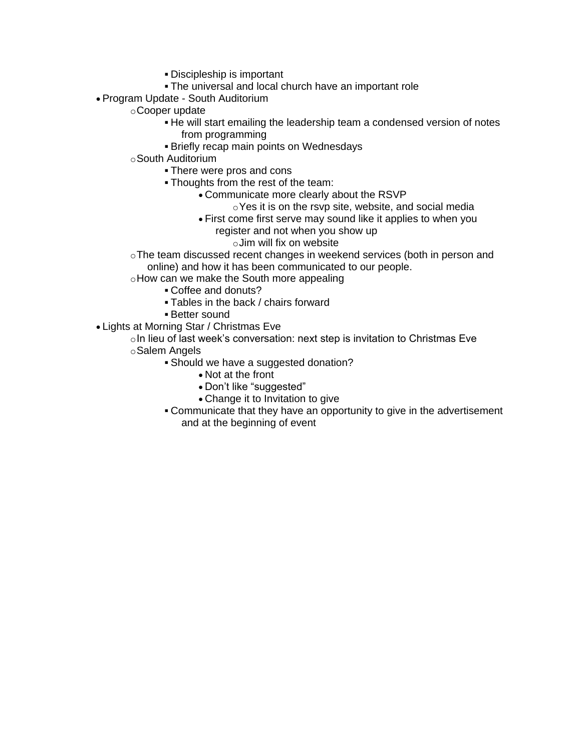- Discipleship is important
        - The universal and local church have an important role
- Program Update - South Auditorium
    - Cooper update
        - He will start emailing the leadership team a condensed version of notes from programming
        - Briefly recap main points on Wednesdays
    - South Auditorium
        - There were pros and cons
        - Thoughts from the rest of the team:
            - Communicate more clearly about the RSVP
                - Yes it is on the rsvp site, website, and social media
            - First come first serve may sound like it applies to when you register and not when you show up
                - Jim will fix on website
    - The team discussed recent changes in weekend services (both in person and online) and how it has been communicated to our people.
    - How can we make the South more appealing
        - Coffee and donuts?
        - Tables in the back / chairs forward
        - Better sound
- Lights at Morning Star / Christmas Eve
    - In lieu of last week's conversation: next step is invitation to Christmas Eve
    - Salem Angels
        - Should we have a suggested donation?
            - Not at the front
            - Don't like "suggested"
            - Change it to Invitation to give
        - Communicate that they have an opportunity to give in the advertisement and at the beginning of event